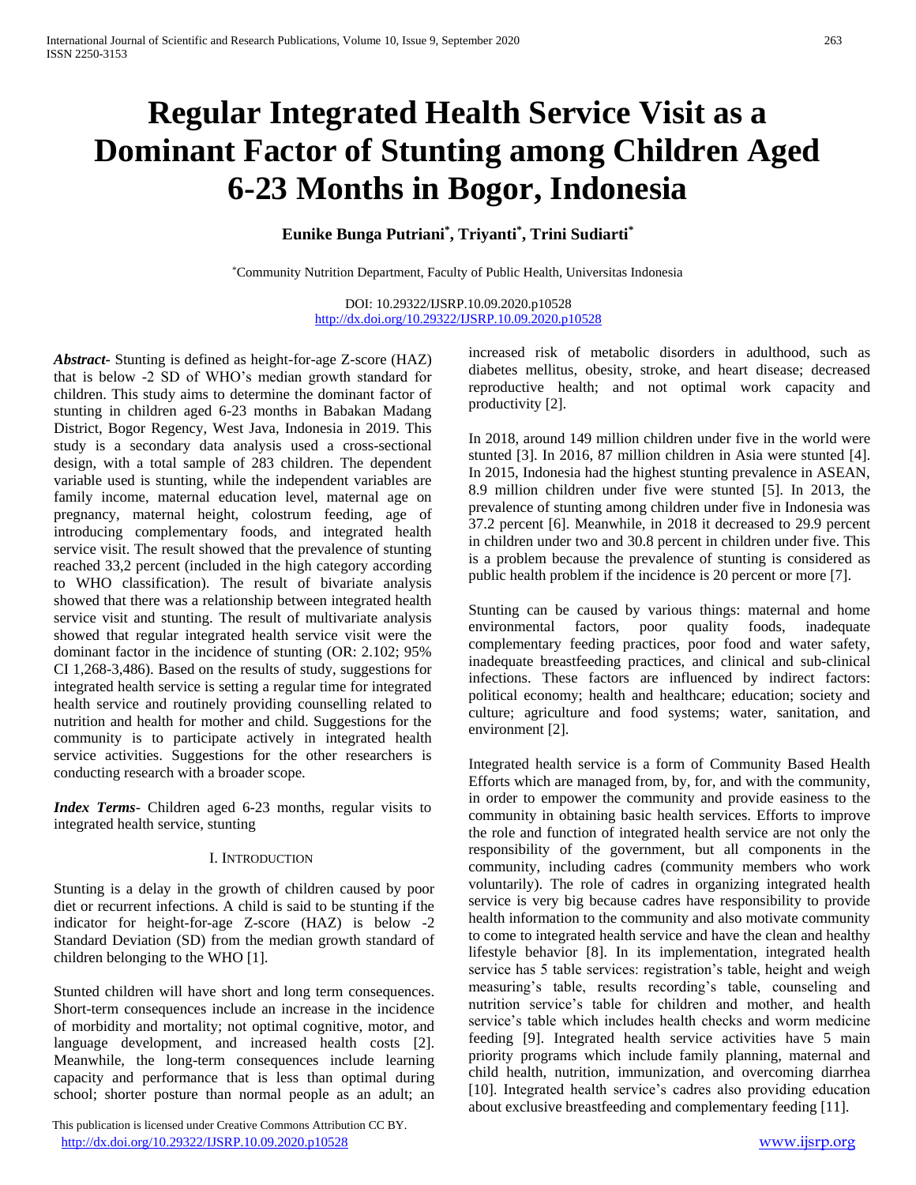# Regular Integrated Health Service Visit as a Dominant Factor of Stunting among Children Aged 6-23 Months in Bogor, Indonesia

**Eunike Bunga Putriani[*], Triyanti[*], Trini Sudiarti[*]**

[*]Community Nutrition Department, Faculty of Public Health, Universitas Indonesia

DOI: 10.29322/IJSRP.10.09.2020.p10528
http://dx.doi.org/10.29322/IJSRP.10.09.2020.p10528

***Abstract***- Stunting is defined as height-for-age Z-score (HAZ) that is below -2 SD of WHO's median growth standard for children. This study aims to determine the dominant factor of stunting in children aged 6-23 months in Babakan Madang District, Bogor Regency, West Java, Indonesia in 2019. This study is a secondary data analysis used a cross-sectional design, with a total sample of 283 children. The dependent variable used is stunting, while the independent variables are family income, maternal education level, maternal age on pregnancy, maternal height, colostrum feeding, age of introducing complementary foods, and integrated health service visit. The result showed that the prevalence of stunting reached 33,2 percent (included in the high category according to WHO classification). The result of bivariate analysis showed that there was a relationship between integrated health service visit and stunting. The result of multivariate analysis showed that regular integrated health service visit were the dominant factor in the incidence of stunting (OR: 2.102; 95% CI 1,268-3,486). Based on the results of study, suggestions for integrated health service is setting a regular time for integrated health service and routinely providing counselling related to nutrition and health for mother and child. Suggestions for the community is to participate actively in integrated health service activities. Suggestions for the other researchers is conducting research with a broader scope.

***Index Terms***- Children aged 6-23 months, regular visits to integrated health service, stunting

## I. Introduction

Stunting is a delay in the growth of children caused by poor diet or recurrent infections. A child is said to be stunting if the indicator for height-for-age Z-score (HAZ) is below -2 Standard Deviation (SD) from the median growth standard of children belonging to the WHO [1].

Stunted children will have short and long term consequences. Short-term consequences include an increase in the incidence of morbidity and mortality; not optimal cognitive, motor, and language development, and increased health costs [2]. Meanwhile, the long-term consequences include learning capacity and performance that is less than optimal during school; shorter posture than normal people as an adult; an increased risk of metabolic disorders in adulthood, such as diabetes mellitus, obesity, stroke, and heart disease; decreased reproductive health; and not optimal work capacity and productivity [2].

In 2018, around 149 million children under five in the world were stunted [3]. In 2016, 87 million children in Asia were stunted [4]. In 2015, Indonesia had the highest stunting prevalence in ASEAN, 8.9 million children under five were stunted [5]. In 2013, the prevalence of stunting among children under five in Indonesia was 37.2 percent [6]. Meanwhile, in 2018 it decreased to 29.9 percent in children under two and 30.8 percent in children under five. This is a problem because the prevalence of stunting is considered as public health problem if the incidence is 20 percent or more [7].

Stunting can be caused by various things: maternal and home environmental factors, poor quality foods, inadequate complementary feeding practices, poor food and water safety, inadequate breastfeeding practices, and clinical and sub-clinical infections. These factors are influenced by indirect factors: political economy; health and healthcare; education; society and culture; agriculture and food systems; water, sanitation, and environment [2].

Integrated health service is a form of Community Based Health Efforts which are managed from, by, for, and with the community, in order to empower the community and provide easiness to the community in obtaining basic health services. Efforts to improve the role and function of integrated health service are not only the responsibility of the government, but all components in the community, including cadres (community members who work voluntarily). The role of cadres in organizing integrated health service is very big because cadres have responsibility to provide health information to the community and also motivate community to come to integrated health service and have the clean and healthy lifestyle behavior [8]. In its implementation, integrated health service has 5 table services: registration's table, height and weigh measuring's table, results recording's table, counseling and nutrition service's table for children and mother, and health service's table which includes health checks and worm medicine feeding [9]. Integrated health service activities have 5 main priority programs which include family planning, maternal and child health, nutrition, immunization, and overcoming diarrhea [10]. Integrated health service's cadres also providing education about exclusive breastfeeding and complementary feeding [11].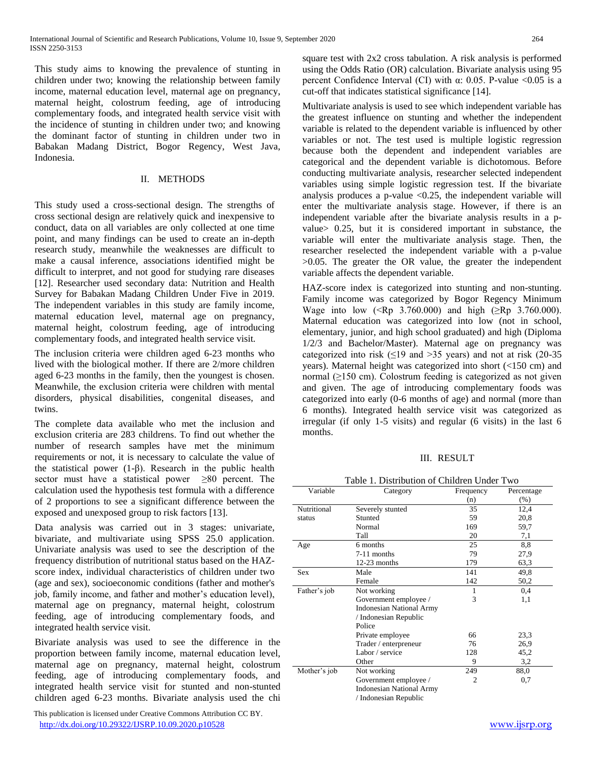This study aims to knowing the prevalence of stunting in children under two; knowing the relationship between family income, maternal education level, maternal age on pregnancy, maternal height, colostrum feeding, age of introducing complementary foods, and integrated health service visit with the incidence of stunting in children under two; and knowing the dominant factor of stunting in children under two in Babakan Madang District, Bogor Regency, West Java, Indonesia.

## II. METHODS

This study used a cross-sectional design. The strengths of cross sectional design are relatively quick and inexpensive to conduct, data on all variables are only collected at one time point, and many findings can be used to create an in-depth research study, meanwhile the weaknesses are difficult to make a causal inference, associations identified might be difficult to interpret, and not good for studying rare diseases [12]. Researcher used secondary data: Nutrition and Health Survey for Babakan Madang Children Under Five in 2019. The independent variables in this study are family income, maternal education level, maternal age on pregnancy, maternal height, colostrum feeding, age of introducing complementary foods, and integrated health service visit.

The inclusion criteria were children aged 6-23 months who lived with the biological mother. If there are 2/more children aged 6-23 months in the family, then the youngest is chosen. Meanwhile, the exclusion criteria were children with mental disorders, physical disabilities, congenital diseases, and twins.

The complete data available who met the inclusion and exclusion criteria are 283 childrens. To find out whether the number of research samples have met the minimum requirements or not, it is necessary to calculate the value of the statistical power ($1-\beta$). Research in the public health sector must have a statistical power $\geq 80$ percent. The calculation used the hypothesis test formula with a difference of 2 proportions to see a significant difference between the exposed and unexposed group to risk factors [13].

Data analysis was carried out in 3 stages: univariate, bivariate, and multivariate using SPSS 25.0 application. Univariate analysis was used to see the description of the frequency distribution of nutritional status based on the HAZ-score index, individual characteristics of children under two (age and sex), socioeconomic conditions (father and mother's job, family income, and father and mother's education level), maternal age on pregnancy, maternal height, colostrum feeding, age of introducing complementary foods, and integrated health service visit.

Bivariate analysis was used to see the difference in the proportion between family income, maternal education level, maternal age on pregnancy, maternal height, colostrum feeding, age of introducing complementary foods, and integrated health service visit for stunted and non-stunted children aged 6-23 months. Bivariate analysis used the chi square test with 2x2 cross tabulation. A risk analysis is performed using the Odds Ratio (OR) calculation. Bivariate analysis using 95 percent Confidence Interval (CI) with $\alpha$: 0.05. P-value $<0.05$ is a cut-off that indicates statistical significance [14].

Multivariate analysis is used to see which independent variable has the greatest influence on stunting and whether the independent variable is related to the dependent variable is influenced by other variables or not. The test used is multiple logistic regression because both the dependent and independent variables are categorical and the dependent variable is dichotomous. Before conducting multivariate analysis, researcher selected independent variables using simple logistic regression test. If the bivariate analysis produces a p-value $<0.25$, the independent variable will enter the multivariate analysis stage. However, if there is an independent variable after the bivariate analysis results in a p-value $> 0.25$, but it is considered important in substance, the variable will enter the multivariate analysis stage. Then, the researcher reselected the independent variable with a p-value $>0.05$. The greater the OR value, the greater the independent variable affects the dependent variable.

HAZ-score index is categorized into stunting and non-stunting. Family income was categorized by Bogor Regency Minimum Wage into low (<Rp 3.760.000) and high (≥Rp 3.760.000). Maternal education was categorized into low (not in school, elementary, junior, and high school graduated) and high (Diploma 1/2/3 and Bachelor/Master). Maternal age on pregnancy was categorized into risk (≤19 and >35 years) and not at risk (20-35 years). Maternal height was categorized into short (<150 cm) and normal (≥150 cm). Colostrum feeding is categorized as not given and given. The age of introducing complementary foods was categorized into early (0-6 months of age) and normal (more than 6 months). Integrated health service visit was categorized as irregular (if only 1-5 visits) and regular (6 visits) in the last 6 months.

## III. RESULT

Table 1. Distribution of Children Under Two

| Variable | Category | Frequency (n) | Percentage (%) |
|---|---|---|---|
| Nutritional status | Severely stunted | 35 | 12,4 |
| | Stunted | 59 | 20,8 |
| | Normal | 169 | 59,7 |
| | Tall | 20 | 7,1 |
| Age | 6 months | 25 | 8,8 |
| | 7-11 months | 79 | 27,9 |
| | 12-23 months | 179 | 63,3 |
| Sex | Male | 141 | 49,8 |
| | Female | 142 | 50,2 |
| Father's job | Not working | 1 | 0,4 |
| | Government employee / Indonesian National Army / Indonesian Republic Police | 3 | 1,1 |
| | Private employee | 66 | 23,3 |
| | Trader / enterpreneur | 76 | 26,9 |
| | Labor / service | 128 | 45,2 |
| | Other | 9 | 3,2 |
| Mother's job | Not working | 249 | 88,0 |
| | Government employee / Indonesian National Army / Indonesian Republic | 2 | 0,7 |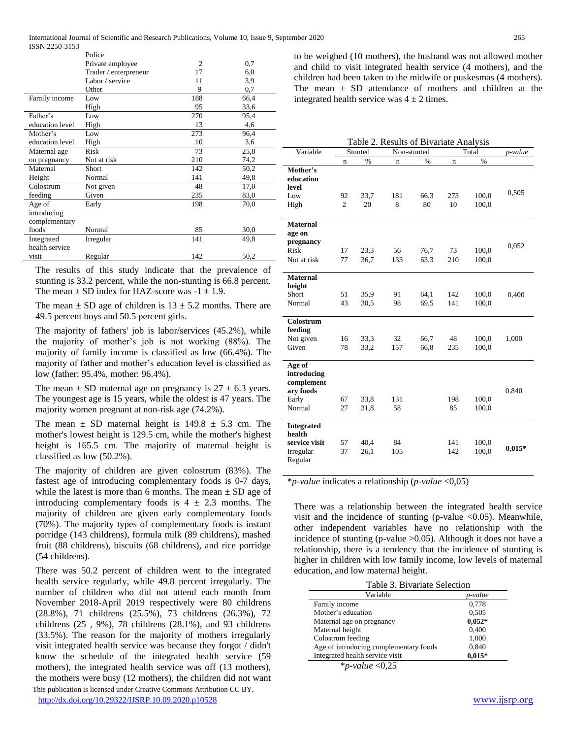| | Police | | |
|---|---|---|---|
| | Private employee | 2 | 0,7 |
| | Trader / enterpreneur | 17 | 6,0 |
| | Labor / service | 11 | 3,9 |
| | Other | 9 | 0,7 |
| Family income | Low | 188 | 66,4 |
| | High | 95 | 33,6 |
| Father's education level | Low | 270 | 95,4 |
| | High | 13 | 4,6 |
| Mother's education level | Low | 273 | 96,4 |
| | High | 10 | 3,6 |
| Maternal age on pregnancy | Risk | 73 | 25,8 |
| | Not at risk | 210 | 74,2 |
| Maternal Height | Short | 142 | 50,2 |
| | Normal | 141 | 49,8 |
| Colostrum feeding | Not given | 48 | 17,0 |
| | Given | 235 | 83,0 |
| Age of introducing complementary foods | Early | 198 | 70,0 |
| | Normal | 85 | 30,0 |
| Integrated health service visit | Irregular | 141 | 49,8 |
| | Regular | 142 | 50,2 |

The results of this study indicate that the prevalence of stunting is 33.2 percent, while the non-stunting is 66.8 percent. The mean ± SD index for HAZ-score was -1 ± 1.9.

The mean ± SD age of children is 13 ± 5.2 months. There are 49.5 percent boys and 50.5 percent girls.

The majority of fathers' job is labor/services (45.2%), while the majority of mother's job is not working (88%). The majority of family income is classified as low (66.4%). The majority of father and mother's education level is classified as low (father: 95.4%, mother: 96.4%).

The mean ± SD maternal age on pregnancy is 27 ± 6.3 years. The youngest age is 15 years, while the oldest is 47 years. The majority women pregnant at non-risk age (74.2%).

The mean ± SD maternal height is 149.8 ± 5.3 cm. The mother's lowest height is 129.5 cm, while the mother's highest height is 165.5 cm. The majority of maternal height is classified as low (50.2%).

The majority of children are given colostrum (83%). The fastest age of introducing complementary foods is 0-7 days, while the latest is more than 6 months. The mean ± SD age of introducing complementary foods is 4 ± 2.3 months. The majority of children are given early complementary foods (70%). The majority types of complementary foods is instant porridge (143 childrens), formula milk (89 childrens), mashed fruit (88 childrens), biscuits (68 childrens), and rice porridge (54 childrens).

There was 50.2 percent of children went to the integrated health service regularly, while 49.8 percent irregularly. The number of children who did not attend each month from November 2018-April 2019 respectively were 80 childrens (28.8%), 71 childrens (25.5%), 73 childrens (26.3%), 72 childrens (25 , 9%), 78 childrens (28.1%), and 93 childrens (33.5%). The reason for the majority of mothers irregularly visit integrated health service was because they forgot / didn't know the schedule of the integrated health service (59 mothers), the integrated health service was off (13 mothers), the mothers were busy (12 mothers), the children did not want to be weighed (10 mothers), the husband was not allowed mother and child to visit integrated health service (4 mothers), and the children had been taken to the midwife or puskesmas (4 mothers). The mean ± SD attendance of mothers and children at the integrated health service was 4 ± 2 times.

Table 2. Results of Bivariate Analysis

| Variable | Stunted | | Non-stunted | | Total | | *p-value* |
|---|---|---|---|---|---|---|---|
| | n | % | n | % | n | % | |
| **Mother's education level** | | | | | | | |
| Low | 92 | 33,7 | 181 | 66,3 | 273 | 100,0 | 0,505 |
| High | 2 | 20 | 8 | 80 | 10 | 100,0 | |
| **Maternal age on pregnancy** | | | | | | | |
| Risk | 17 | 23,3 | 56 | 76,7 | 73 | 100,0 | 0,052 |
| Not at risk | 77 | 36,7 | 133 | 63,3 | 210 | 100,0 | |
| **Maternal height** | | | | | | | |
| Short | 51 | 35,9 | 91 | 64,1 | 142 | 100,0 | 0,400 |
| Normal | 43 | 30,5 | 98 | 69,5 | 141 | 100,0 | |
| **Colostrum feeding** | | | | | | | |
| Not given | 16 | 33,3 | 32 | 66,7 | 48 | 100,0 | 1,000 |
| Given | 78 | 33,2 | 157 | 66,8 | 235 | 100,0 | |
| **Age of introducing complementary foods** | | | | | | | |
| Early | 67 | 33,8 | 131 | | 198 | 100,0 | 0,840 |
| Normal | 27 | 31,8 | 58 | | 85 | 100,0 | |
| **Integrated health service visit** | | | | | | | |
| Irregular | 57 | 40,4 | 84 | | 141 | 100,0 | **0,015*** |
| Regular | 37 | 26,1 | 105 | | 142 | 100,0 | |

**p-value* indicates a relationship (*p-value* <0,05)

There was a relationship between the integrated health service visit and the incidence of stunting (p-value <0.05). Meanwhile, other independent variables have no relationship with the incidence of stunting (p-value >0.05). Although it does not have a relationship, there is a tendency that the incidence of stunting is higher in children with low family income, low levels of maternal education, and low maternal height.

Table 3. Bivariate Selection

| Variable | *p-value* |
|---|---|
| Family income | 0,778 |
| Mother's education | 0,505 |
| Maternal age on pregnancy | **0,052*** |
| Maternal height | 0,400 |
| Colostrum feeding | 1,000 |
| Age of introducing complementary foods | 0,840 |
| Integrated health service visit | **0,015*** |

**p-value* <0,25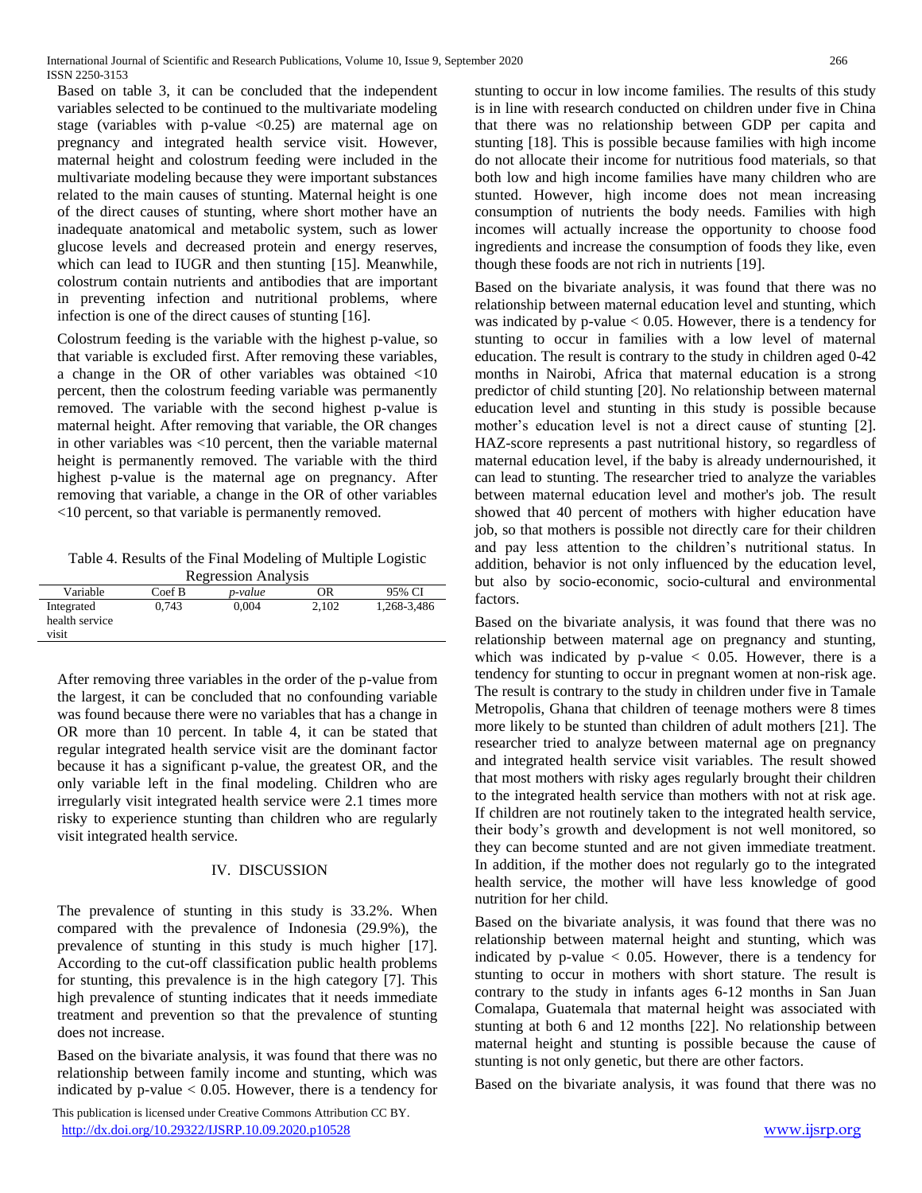Based on table 3, it can be concluded that the independent variables selected to be continued to the multivariate modeling stage (variables with p-value <0.25) are maternal age on pregnancy and integrated health service visit. However, maternal height and colostrum feeding were included in the multivariate modeling because they were important substances related to the main causes of stunting. Maternal height is one of the direct causes of stunting, where short mother have an inadequate anatomical and metabolic system, such as lower glucose levels and decreased protein and energy reserves, which can lead to IUGR and then stunting [15]. Meanwhile, colostrum contain nutrients and antibodies that are important in preventing infection and nutritional problems, where infection is one of the direct causes of stunting [16].

Colostrum feeding is the variable with the highest p-value, so that variable is excluded first. After removing these variables, a change in the OR of other variables was obtained <10 percent, then the colostrum feeding variable was permanently removed. The variable with the second highest p-value is maternal height. After removing that variable, the OR changes in other variables was <10 percent, then the variable maternal height is permanently removed. The variable with the third highest p-value is the maternal age on pregnancy. After removing that variable, a change in the OR of other variables <10 percent, so that variable is permanently removed.

Table 4. Results of the Final Modeling of Multiple Logistic Regression Analysis

| Variable | Coef B | *p-value* | OR | 95% CI |
|---|---|---|---|---|
| Integrated health service visit | 0,743 | 0,004 | 2,102 | 1,268-3,486 |

After removing three variables in the order of the p-value from the largest, it can be concluded that no confounding variable was found because there were no variables that has a change in OR more than 10 percent. In table 4, it can be stated that regular integrated health service visit are the dominant factor because it has a significant p-value, the greatest OR, and the only variable left in the final modeling. Children who are irregularly visit integrated health service were 2.1 times more risky to experience stunting than children who are regularly visit integrated health service.

## IV. DISCUSSION

The prevalence of stunting in this study is 33.2%. When compared with the prevalence of Indonesia (29.9%), the prevalence of stunting in this study is much higher [17]. According to the cut-off classification public health problems for stunting, this prevalence is in the high category [7]. This high prevalence of stunting indicates that it needs immediate treatment and prevention so that the prevalence of stunting does not increase.

Based on the bivariate analysis, it was found that there was no relationship between family income and stunting, which was indicated by p-value < 0.05. However, there is a tendency for stunting to occur in low income families. The results of this study is in line with research conducted on children under five in China that there was no relationship between GDP per capita and stunting [18]. This is possible because families with high income do not allocate their income for nutritious food materials, so that both low and high income families have many children who are stunted. However, high income does not mean increasing consumption of nutrients the body needs. Families with high incomes will actually increase the opportunity to choose food ingredients and increase the consumption of foods they like, even though these foods are not rich in nutrients [19].

Based on the bivariate analysis, it was found that there was no relationship between maternal education level and stunting, which was indicated by p-value < 0.05. However, there is a tendency for stunting to occur in families with a low level of maternal education. The result is contrary to the study in children aged 0-42 months in Nairobi, Africa that maternal education is a strong predictor of child stunting [20]. No relationship between maternal education level and stunting in this study is possible because mother's education level is not a direct cause of stunting [2]. HAZ-score represents a past nutritional history, so regardless of maternal education level, if the baby is already undernourished, it can lead to stunting. The researcher tried to analyze the variables between maternal education level and mother's job. The result showed that 40 percent of mothers with higher education have job, so that mothers is possible not directly care for their children and pay less attention to the children's nutritional status. In addition, behavior is not only influenced by the education level, but also by socio-economic, socio-cultural and environmental factors.

Based on the bivariate analysis, it was found that there was no relationship between maternal age on pregnancy and stunting, which was indicated by p-value < 0.05. However, there is a tendency for stunting to occur in pregnant women at non-risk age. The result is contrary to the study in children under five in Tamale Metropolis, Ghana that children of teenage mothers were 8 times more likely to be stunted than children of adult mothers [21]. The researcher tried to analyze between maternal age on pregnancy and integrated health service visit variables. The result showed that most mothers with risky ages regularly brought their children to the integrated health service than mothers with not at risk age. If children are not routinely taken to the integrated health service, their body's growth and development is not well monitored, so they can become stunted and are not given immediate treatment. In addition, if the mother does not regularly go to the integrated health service, the mother will have less knowledge of good nutrition for her child.

Based on the bivariate analysis, it was found that there was no relationship between maternal height and stunting, which was indicated by p-value < 0.05. However, there is a tendency for stunting to occur in mothers with short stature. The result is contrary to the study in infants ages 6-12 months in San Juan Comalapa, Guatemala that maternal height was associated with stunting at both 6 and 12 months [22]. No relationship between maternal height and stunting is possible because the cause of stunting is not only genetic, but there are other factors.

Based on the bivariate analysis, it was found that there was no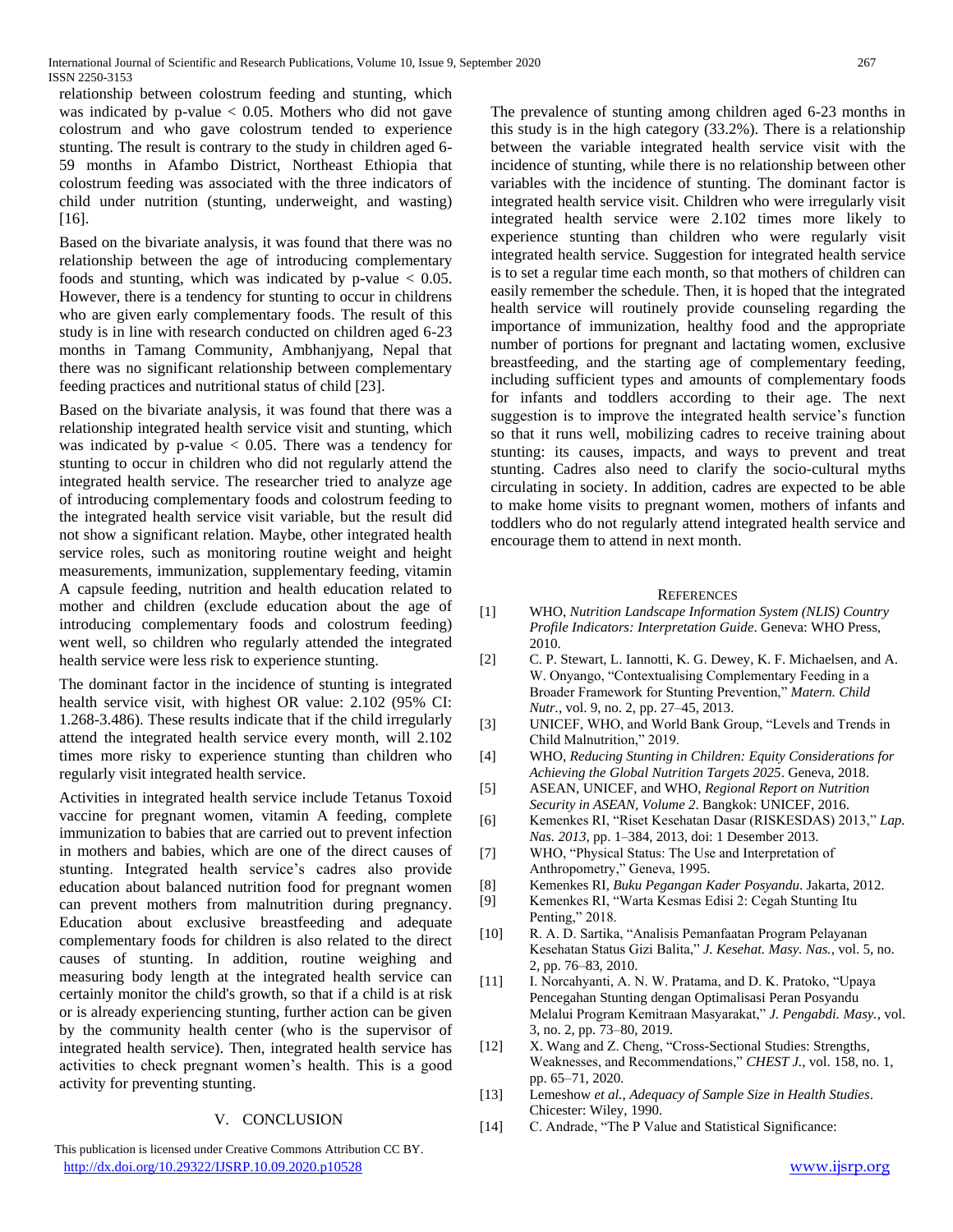relationship between colostrum feeding and stunting, which was indicated by p-value $< 0.05$. Mothers who did not gave colostrum and who gave colostrum tended to experience stunting. The result is contrary to the study in children aged 6-59 months in Afambo District, Northeast Ethiopia that colostrum feeding was associated with the three indicators of child under nutrition (stunting, underweight, and wasting) [16].

Based on the bivariate analysis, it was found that there was no relationship between the age of introducing complementary foods and stunting, which was indicated by p-value $< 0.05$. However, there is a tendency for stunting to occur in childrens who are given early complementary foods. The result of this study is in line with research conducted on children aged 6-23 months in Tamang Community, Ambhanjyang, Nepal that there was no significant relationship between complementary feeding practices and nutritional status of child [23].

Based on the bivariate analysis, it was found that there was a relationship integrated health service visit and stunting, which was indicated by p-value $< 0.05$. There was a tendency for stunting to occur in children who did not regularly attend the integrated health service. The researcher tried to analyze age of introducing complementary foods and colostrum feeding to the integrated health service visit variable, but the result did not show a significant relation. Maybe, other integrated health service roles, such as monitoring routine weight and height measurements, immunization, supplementary feeding, vitamin A capsule feeding, nutrition and health education related to mother and children (exclude education about the age of introducing complementary foods and colostrum feeding) went well, so children who regularly attended the integrated health service were less risk to experience stunting.

The dominant factor in the incidence of stunting is integrated health service visit, with highest OR value: 2.102 (95% CI: 1.268-3.486). These results indicate that if the child irregularly attend the integrated health service every month, will 2.102 times more risky to experience stunting than children who regularly visit integrated health service.

Activities in integrated health service include Tetanus Toxoid vaccine for pregnant women, vitamin A feeding, complete immunization to babies that are carried out to prevent infection in mothers and babies, which are one of the direct causes of stunting. Integrated health service's cadres also provide education about balanced nutrition food for pregnant women can prevent mothers from malnutrition during pregnancy. Education about exclusive breastfeeding and adequate complementary foods for children is also related to the direct causes of stunting. In addition, routine weighing and measuring body length at the integrated health service can certainly monitor the child's growth, so that if a child is at risk or is already experiencing stunting, further action can be given by the community health center (who is the supervisor of integrated health service). Then, integrated health service has activities to check pregnant women's health. This is a good activity for preventing stunting.

## V. CONCLUSION

The prevalence of stunting among children aged 6-23 months in this study is in the high category (33.2%). There is a relationship between the variable integrated health service visit with the incidence of stunting, while there is no relationship between other variables with the incidence of stunting. The dominant factor is integrated health service visit. Children who were irregularly visit integrated health service were 2.102 times more likely to experience stunting than children who were regularly visit integrated health service. Suggestion for integrated health service is to set a regular time each month, so that mothers of children can easily remember the schedule. Then, it is hoped that the integrated health service will routinely provide counseling regarding the importance of immunization, healthy food and the appropriate number of portions for pregnant and lactating women, exclusive breastfeeding, and the starting age of complementary feeding, including sufficient types and amounts of complementary foods for infants and toddlers according to their age. The next suggestion is to improve the integrated health service's function so that it runs well, mobilizing cadres to receive training about stunting: its causes, impacts, and ways to prevent and treat stunting. Cadres also need to clarify the socio-cultural myths circulating in society. In addition, cadres are expected to be able to make home visits to pregnant women, mothers of infants and toddlers who do not regularly attend integrated health service and encourage them to attend in next month.

## REFERENCES

[1] WHO, *Nutrition Landscape Information System (NLIS) Country Profile Indicators: Interpretation Guide*. Geneva: WHO Press, 2010.

[2] C. P. Stewart, L. Iannotti, K. G. Dewey, K. F. Michaelsen, and A. W. Onyango, "Contextualising Complementary Feeding in a Broader Framework for Stunting Prevention," *Matern. Child Nutr.*, vol. 9, no. 2, pp. 27–45, 2013.

[3] UNICEF, WHO, and World Bank Group, "Levels and Trends in Child Malnutrition," 2019.

[4] WHO, *Reducing Stunting in Children: Equity Considerations for Achieving the Global Nutrition Targets 2025*. Geneva, 2018.

[5] ASEAN, UNICEF, and WHO, *Regional Report on Nutrition Security in ASEAN, Volume 2*. Bangkok: UNICEF, 2016.

[6] Kemenkes RI, "Riset Kesehatan Dasar (RISKESDAS) 2013," *Lap. Nas. 2013*, pp. 1–384, 2013, doi: 1 Desember 2013.

[7] WHO, "Physical Status: The Use and Interpretation of Anthropometry," Geneva, 1995.

[8] Kemenkes RI, *Buku Pegangan Kader Posyandu*. Jakarta, 2012.

[9] Kemenkes RI, "Warta Kesmas Edisi 2: Cegah Stunting Itu Penting," 2018.

[10] R. A. D. Sartika, "Analisis Pemanfaatan Program Pelayanan Kesehatan Status Gizi Balita," *J. Kesehat. Masy. Nas.*, vol. 5, no. 2, pp. 76–83, 2010.

[11] I. Norcahyanti, A. N. W. Pratama, and D. K. Pratoko, "Upaya Pencegahan Stunting dengan Optimalisasi Peran Posyandu Melalui Program Kemitraan Masyarakat," *J. Pengabdi. Masy.*, vol. 3, no. 2, pp. 73–80, 2019.

[12] X. Wang and Z. Cheng, "Cross-Sectional Studies: Strengths, Weaknesses, and Recommendations," *CHEST J.*, vol. 158, no. 1, pp. 65–71, 2020.

[13] Lemeshow *et al.*, *Adequacy of Sample Size in Health Studies*. Chicester: Wiley, 1990.

[14] C. Andrade, "The P Value and Statistical Significance: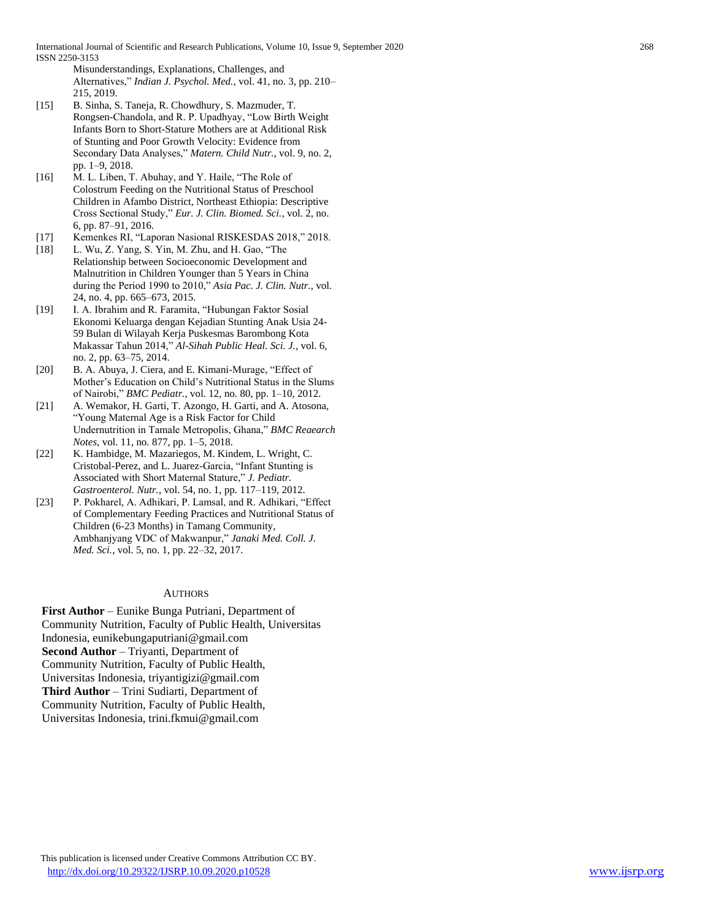Misunderstandings, Explanations, Challenges, and Alternatives," *Indian J. Psychol. Med.*, vol. 41, no. 3, pp. 210–215, 2019.

[15] B. Sinha, S. Taneja, R. Chowdhury, S. Mazmuder, T. Rongsen-Chandola, and R. P. Upadhyay, "Low Birth Weight Infants Born to Short-Stature Mothers are at Additional Risk of Stunting and Poor Growth Velocity: Evidence from Secondary Data Analyses," *Matern. Child Nutr.*, vol. 9, no. 2, pp. 1–9, 2018.

[16] M. L. Liben, T. Abuhay, and Y. Haile, "The Role of Colostrum Feeding on the Nutritional Status of Preschool Children in Afambo District, Northeast Ethiopia: Descriptive Cross Sectional Study," *Eur. J. Clin. Biomed. Sci.*, vol. 2, no. 6, pp. 87–91, 2016.

[17] Kemenkes RI, "Laporan Nasional RISKESDAS 2018," 2018.

[18] L. Wu, Z. Yang, S. Yin, M. Zhu, and H. Gao, "The Relationship between Socioeconomic Development and Malnutrition in Children Younger than 5 Years in China during the Period 1990 to 2010," *Asia Pac. J. Clin. Nutr.*, vol. 24, no. 4, pp. 665–673, 2015.

[19] I. A. Ibrahim and R. Faramita, "Hubungan Faktor Sosial Ekonomi Keluarga dengan Kejadian Stunting Anak Usia 24-59 Bulan di Wilayah Kerja Puskesmas Barombong Kota Makassar Tahun 2014," *Al-Sihah Public Heal. Sci. J.*, vol. 6, no. 2, pp. 63–75, 2014.

[20] B. A. Abuya, J. Ciera, and E. Kimani-Murage, "Effect of Mother's Education on Child's Nutritional Status in the Slums of Nairobi," *BMC Pediatr.*, vol. 12, no. 80, pp. 1–10, 2012.

[21] A. Wemakor, H. Garti, T. Azongo, H. Garti, and A. Atosona, "Young Maternal Age is a Risk Factor for Child Undernutrition in Tamale Metropolis, Ghana," *BMC Reaearch Notes*, vol. 11, no. 877, pp. 1–5, 2018.

[22] K. Hambidge, M. Mazariegos, M. Kindem, L. Wright, C. Cristobal-Perez, and L. Juarez-Garcia, "Infant Stunting is Associated with Short Maternal Stature," *J. Pediatr. Gastroenterol. Nutr.*, vol. 54, no. 1, pp. 117–119, 2012.

[23] P. Pokharel, A. Adhikari, P. Lamsal, and R. Adhikari, "Effect of Complementary Feeding Practices and Nutritional Status of Children (6-23 Months) in Tamang Community, Ambhanjyang VDC of Makwanpur," *Janaki Med. Coll. J. Med. Sci.*, vol. 5, no. 1, pp. 22–32, 2017.

## AUTHORS

**First Author** – Eunike Bunga Putriani, Department of Community Nutrition, Faculty of Public Health, Universitas Indonesia, eunikebungaputriani@gmail.com

**Second Author** – Triyanti, Department of Community Nutrition, Faculty of Public Health, Universitas Indonesia, triyantigizi@gmail.com

**Third Author** – Trini Sudiarti, Department of Community Nutrition, Faculty of Public Health, Universitas Indonesia, trini.fkmui@gmail.com